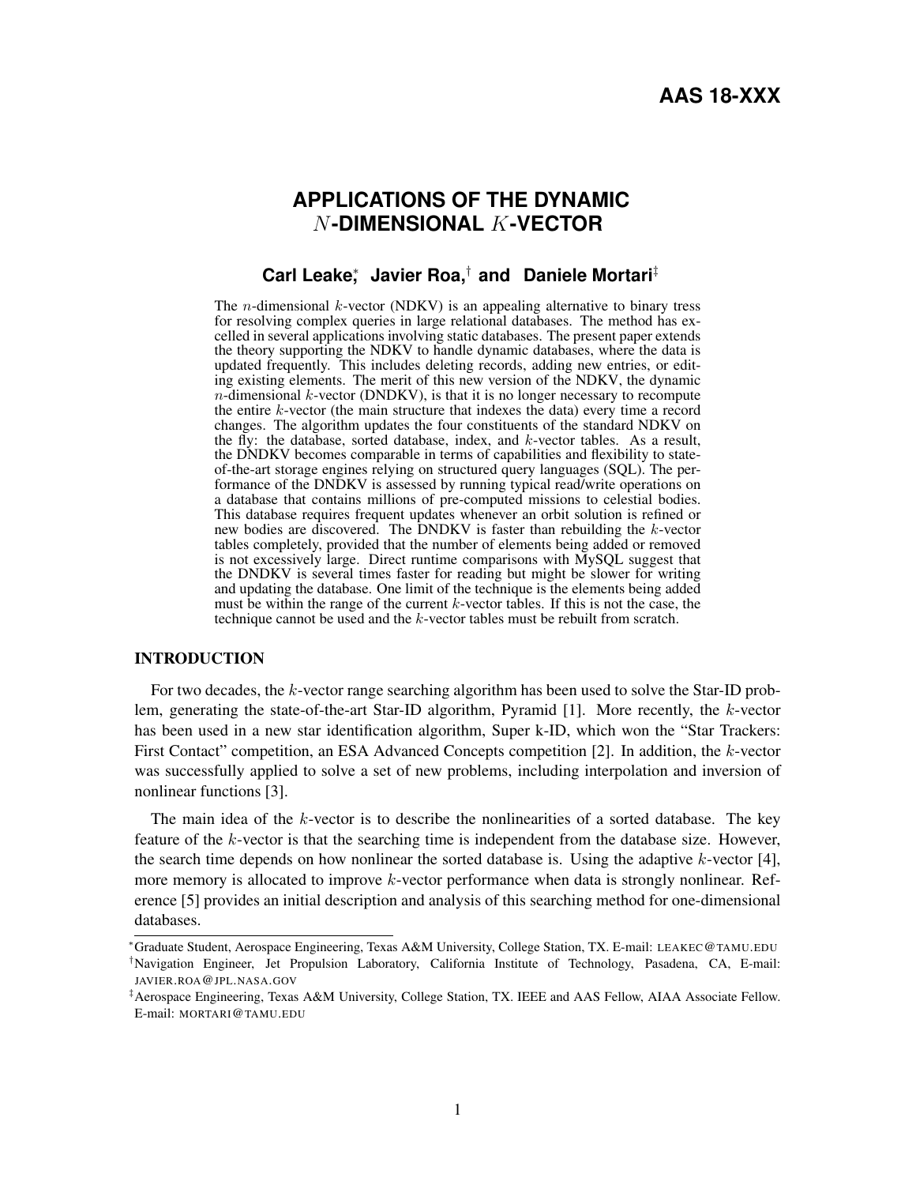AAS 18-XXX

# APPLICATIONS OF THE DYNAMIC $N$-DIMENSIONAL $K$-VECTOR

**Carl Leake**[*]**, Javier Roa,**[†] **and Daniele Mortari**[‡]

The $n$-dimensional $k$-vector (NDKV) is an appealing alternative to binary tress for resolving complex queries in large relational databases. The method has excelled in several applications involving static databases. The present paper extends the theory supporting the NDKV to handle dynamic databases, where the data is updated frequently. This includes deleting records, adding new entries, or editing existing elements. The merit of this new version of the NDKV, the dynamic $n$-dimensional $k$-vector (DNDKV), is that it is no longer necessary to recompute the entire $k$-vector (the main structure that indexes the data) every time a record changes. The algorithm updates the four constituents of the standard NDKV on the fly: the database, sorted database, index, and $k$-vector tables. As a result, the DNDKV becomes comparable in terms of capabilities and flexibility to state-of-the-art storage engines relying on structured query languages (SQL). The performance of the DNDKV is assessed by running typical read/write operations on a database that contains millions of pre-computed missions to celestial bodies. This database requires frequent updates whenever an orbit solution is refined or new bodies are discovered. The DNDKV is faster than rebuilding the $k$-vector tables completely, provided that the number of elements being added or removed is not excessively large. Direct runtime comparisons with MySQL suggest that the DNDKV is several times faster for reading but might be slower for writing and updating the database. One limit of the technique is the elements being added must be within the range of the current $k$-vector tables. If this is not the case, the technique cannot be used and the $k$-vector tables must be rebuilt from scratch.

## INTRODUCTION

For two decades, the $k$-vector range searching algorithm has been used to solve the Star-ID problem, generating the state-of-the-art Star-ID algorithm, Pyramid [1]. More recently, the $k$-vector has been used in a new star identification algorithm, Super k-ID, which won the "Star Trackers: First Contact" competition, an ESA Advanced Concepts competition [2]. In addition, the $k$-vector was successfully applied to solve a set of new problems, including interpolation and inversion of nonlinear functions [3].

The main idea of the $k$-vector is to describe the nonlinearities of a sorted database. The key feature of the $k$-vector is that the searching time is independent from the database size. However, the search time depends on how nonlinear the sorted database is. Using the adaptive $k$-vector [4], more memory is allocated to improve $k$-vector performance when data is strongly nonlinear. Reference [5] provides an initial description and analysis of this searching method for one-dimensional databases.

---

[*] Graduate Student, Aerospace Engineering, Texas A&M University, College Station, TX. E-mail: LEAKEC@TAMU.EDU

[†] Navigation Engineer, Jet Propulsion Laboratory, California Institute of Technology, Pasadena, CA, E-mail: JAVIER.ROA@JPL.NASA.GOV

[‡] Aerospace Engineering, Texas A&M University, College Station, TX. IEEE and AAS Fellow, AIAA Associate Fellow. E-mail: MORTARI@TAMU.EDU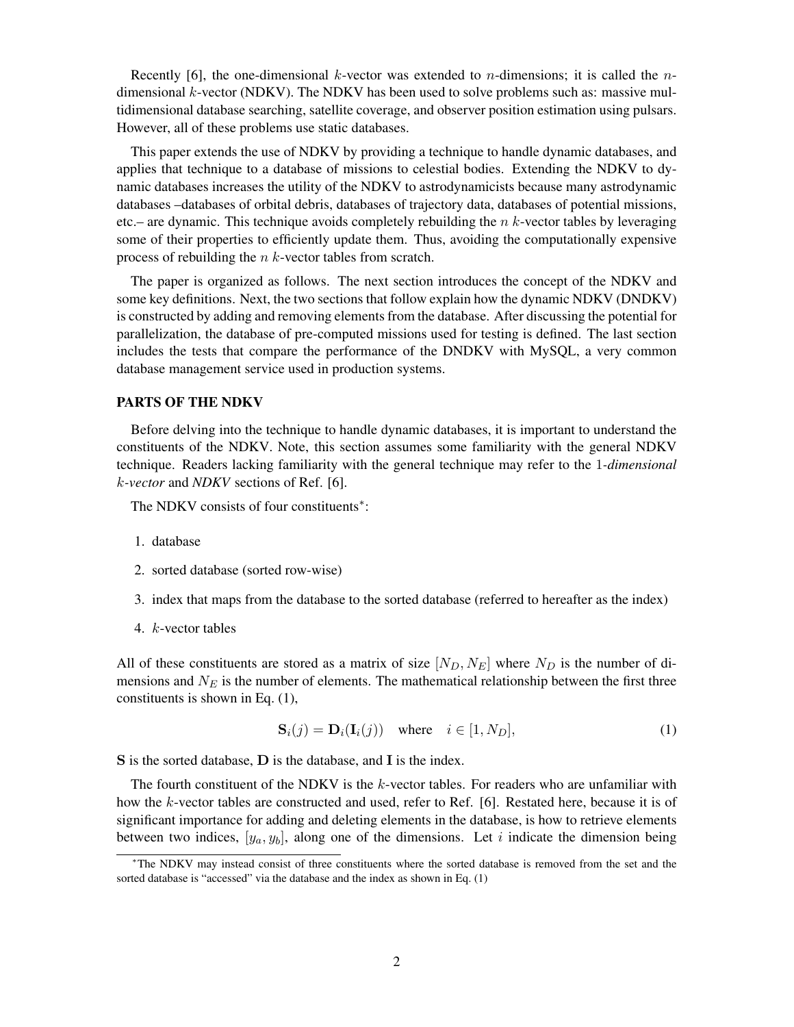Recently [6], the one-dimensional $k$-vector was extended to $n$-dimensions; it is called the $n$-dimensional $k$-vector (NDKV). The NDKV has been used to solve problems such as: massive multidimensional database searching, satellite coverage, and observer position estimation using pulsars. However, all of these problems use static databases.

This paper extends the use of NDKV by providing a technique to handle dynamic databases, and applies that technique to a database of missions to celestial bodies. Extending the NDKV to dynamic databases increases the utility of the NDKV to astrodynamicists because many astrodynamic databases –databases of orbital debris, databases of trajectory data, databases of potential missions, etc.– are dynamic. This technique avoids completely rebuilding the $n$ $k$-vector tables by leveraging some of their properties to efficiently update them. Thus, avoiding the computationally expensive process of rebuilding the $n$ $k$-vector tables from scratch.

The paper is organized as follows. The next section introduces the concept of the NDKV and some key definitions. Next, the two sections that follow explain how the dynamic NDKV (DNDKV) is constructed by adding and removing elements from the database. After discussing the potential for parallelization, the database of pre-computed missions used for testing is defined. The last section includes the tests that compare the performance of the DNDKV with MySQL, a very common database management service used in production systems.

## PARTS OF THE NDKV

Before delving into the technique to handle dynamic databases, it is important to understand the constituents of the NDKV. Note, this section assumes some familiarity with the general NDKV technique. Readers lacking familiarity with the general technique may refer to the 1-*dimensional* $k$-*vector* and *NDKV* sections of Ref. [6].

The NDKV consists of four constituents*:

1. database
2. sorted database (sorted row-wise)
3. index that maps from the database to the sorted database (referred to hereafter as the index)
4. $k$-vector tables

All of these constituents are stored as a matrix of size $[N_D, N_E]$ where $N_D$ is the number of dimensions and $N_E$ is the number of elements. The mathematical relationship between the first three constituents is shown in Eq. (1),

$$\mathbf{S}_i(j) = \mathbf{D}_i(\mathbf{I}_i(j)) \quad \text{where} \quad i \in [1, N_D], \tag{1}$$

$\mathbf{S}$ is the sorted database, $\mathbf{D}$ is the database, and $\mathbf{I}$ is the index.

The fourth constituent of the NDKV is the $k$-vector tables. For readers who are unfamiliar with how the $k$-vector tables are constructed and used, refer to Ref. [6]. Restated here, because it is of significant importance for adding and deleting elements in the database, is how to retrieve elements between two indices, $[y_a, y_b]$, along one of the dimensions. Let $i$ indicate the dimension being

*The NDKV may instead consist of three constituents where the sorted database is removed from the set and the sorted database is "accessed" via the database and the index as shown in Eq. (1)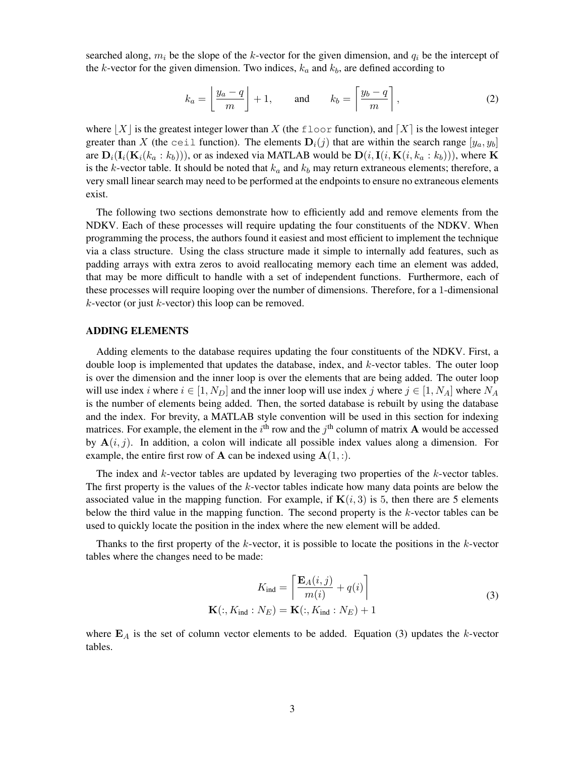searched along, $m_i$ be the slope of the $k$-vector for the given dimension, and $q_i$ be the intercept of the $k$-vector for the given dimension. Two indices, $k_a$ and $k_b$, are defined according to

$$k_a = \left\lfloor \frac{y_a - q}{m} \right\rfloor + 1, \qquad \text{and} \qquad k_b = \left\lceil \frac{y_b - q}{m} \right\rceil, \tag{2}$$

where $\lfloor X \rfloor$ is the greatest integer lower than $X$ (the `floor` function), and $\lceil X \rceil$ is the lowest integer greater than $X$ (the `ceil` function). The elements $\mathbf{D}_i(j)$ that are within the search range $[y_a, y_b]$ are $\mathbf{D}_i(\mathbf{I}_i(\mathbf{K}_i(k_a : k_b)))$, or as indexed via MATLAB would be $\mathbf{D}(i, \mathbf{I}(i, \mathbf{K}(i, k_a : k_b)))$, where $\mathbf{K}$ is the $k$-vector table. It should be noted that $k_a$ and $k_b$ may return extraneous elements; therefore, a very small linear search may need to be performed at the endpoints to ensure no extraneous elements exist.

The following two sections demonstrate how to efficiently add and remove elements from the NDKV. Each of these processes will require updating the four constituents of the NDKV. When programming the process, the authors found it easiest and most efficient to implement the technique via a class structure. Using the class structure made it simple to internally add features, such as padding arrays with extra zeros to avoid reallocating memory each time an element was added, that may be more difficult to handle with a set of independent functions. Furthermore, each of these processes will require looping over the number of dimensions. Therefore, for a 1-dimensional $k$-vector (or just $k$-vector) this loop can be removed.

## ADDING ELEMENTS

Adding elements to the database requires updating the four constituents of the NDKV. First, a double loop is implemented that updates the database, index, and $k$-vector tables. The outer loop is over the dimension and the inner loop is over the elements that are being added. The outer loop will use index $i$ where $i \in [1, N_D]$ and the inner loop will use index $j$ where $j \in [1, N_A]$ where $N_A$ is the number of elements being added. Then, the sorted database is rebuilt by using the database and the index. For brevity, a MATLAB style convention will be used in this section for indexing matrices. For example, the element in the $i^{\text{th}}$ row and the $j^{\text{th}}$ column of matrix $\mathbf{A}$ would be accessed by $\mathbf{A}(i, j)$. In addition, a colon will indicate all possible index values along a dimension. For example, the entire first row of $\mathbf{A}$ can be indexed using $\mathbf{A}(1, :)$.

The index and $k$-vector tables are updated by leveraging two properties of the $k$-vector tables. The first property is the values of the $k$-vector tables indicate how many data points are below the associated value in the mapping function. For example, if $\mathbf{K}(i, 3)$ is $5$, then there are $5$ elements below the third value in the mapping function. The second property is the $k$-vector tables can be used to quickly locate the position in the index where the new element will be added.

Thanks to the first property of the $k$-vector, it is possible to locate the positions in the $k$-vector tables where the changes need to be made:

$$\begin{gathered} K_{\text{ind}} = \left\lceil \frac{\mathbf{E}_A(i, j)}{m(i)} + q(i) \right\rceil \\ \mathbf{K}(:, K_{\text{ind}} : N_E) = \mathbf{K}(:, K_{\text{ind}} : N_E) + 1 \end{gathered} \tag{3}$$

where $\mathbf{E}_A$ is the set of column vector elements to be added. Equation (3) updates the $k$-vector tables.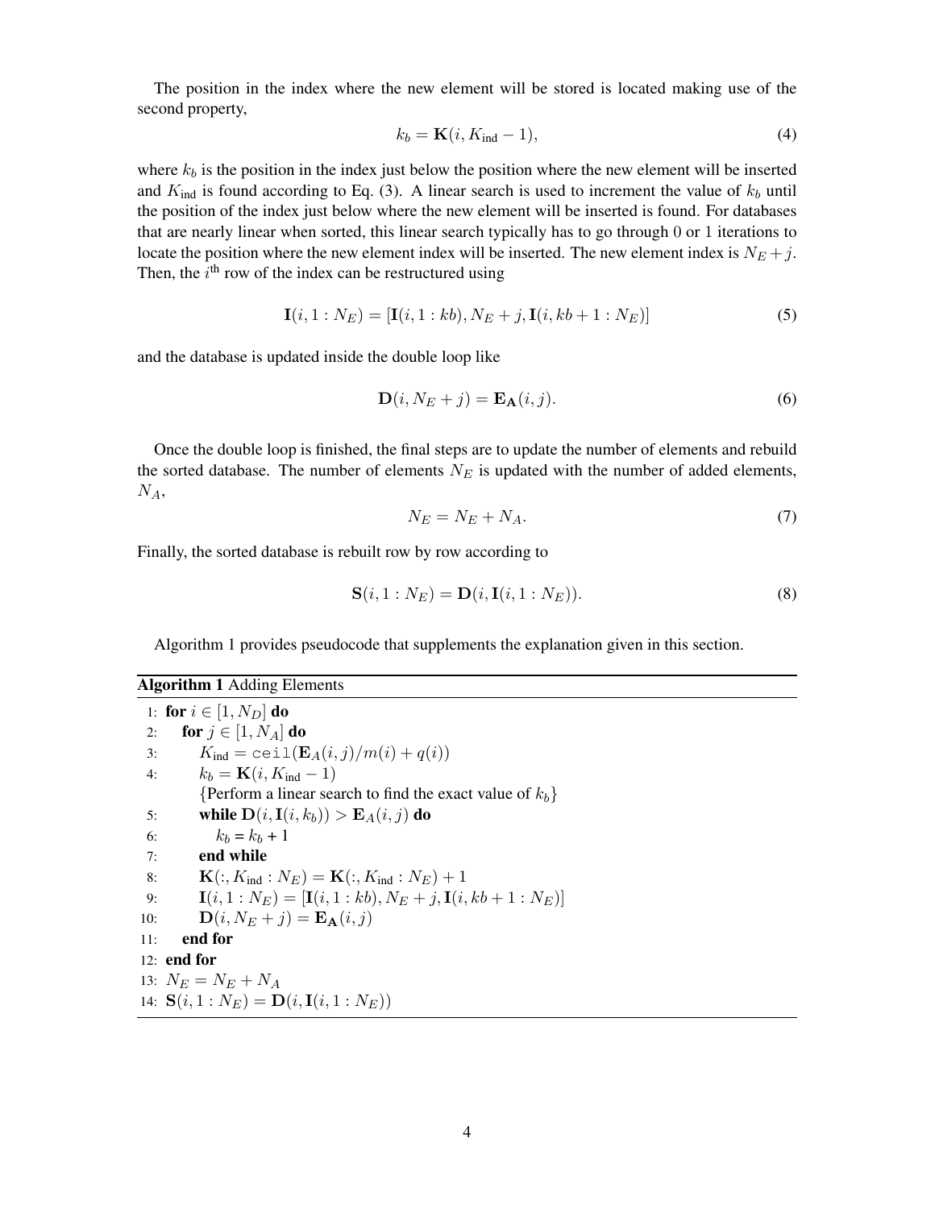The position in the index where the new element will be stored is located making use of the second property,

$$k_b = \mathbf{K}(i, K_{\text{ind}} - 1), \tag{4}$$

where $k_b$ is the position in the index just below the position where the new element will be inserted and $K_{\text{ind}}$ is found according to Eq. (3). A linear search is used to increment the value of $k_b$ until the position of the index just below where the new element will be inserted is found. For databases that are nearly linear when sorted, this linear search typically has to go through 0 or 1 iterations to locate the position where the new element index will be inserted. The new element index is $N_E + j$. Then, the $i^{\text{th}}$ row of the index can be restructured using

$$\mathbf{I}(i, 1 : N_E) = [\mathbf{I}(i, 1 : kb), N_E + j, \mathbf{I}(i, kb + 1 : N_E)] \tag{5}$$

and the database is updated inside the double loop like

$$\mathbf{D}(i, N_E + j) = \mathbf{E_A}(i, j). \tag{6}$$

Once the double loop is finished, the final steps are to update the number of elements and rebuild the sorted database. The number of elements $N_E$ is updated with the number of added elements, $N_A$,

$$N_E = N_E + N_A. \tag{7}$$

Finally, the sorted database is rebuilt row by row according to

$$\mathbf{S}(i, 1 : N_E) = \mathbf{D}(i, \mathbf{I}(i, 1 : N_E)). \tag{8}$$

Algorithm 1 provides pseudocode that supplements the explanation given in this section.

**Algorithm 1** Adding Elements

1: **for** $i \in [1, N_D]$ **do**
2: &nbsp;&nbsp;&nbsp;&nbsp;**for** $j \in [1, N_A]$ **do**
3: &nbsp;&nbsp;&nbsp;&nbsp;&nbsp;&nbsp;&nbsp;&nbsp;$K_{\text{ind}} = \texttt{ceil}(\mathbf{E}_A(i, j)/m(i) + q(i))$
4: &nbsp;&nbsp;&nbsp;&nbsp;&nbsp;&nbsp;&nbsp;&nbsp;$k_b = \mathbf{K}(i, K_{\text{ind}} - 1)$
&nbsp;&nbsp;&nbsp;&nbsp;&nbsp;&nbsp;&nbsp;&nbsp;&nbsp;&nbsp;&nbsp;{Perform a linear search to find the exact value of $k_b$}
5: &nbsp;&nbsp;&nbsp;&nbsp;&nbsp;&nbsp;&nbsp;&nbsp;**while** $\mathbf{D}(i, \mathbf{I}(i, k_b)) > \mathbf{E}_A(i, j)$ **do**
6: &nbsp;&nbsp;&nbsp;&nbsp;&nbsp;&nbsp;&nbsp;&nbsp;&nbsp;&nbsp;&nbsp;&nbsp;$k_b = k_b + 1$
7: &nbsp;&nbsp;&nbsp;&nbsp;&nbsp;&nbsp;&nbsp;&nbsp;**end while**
8: &nbsp;&nbsp;&nbsp;&nbsp;&nbsp;&nbsp;&nbsp;&nbsp;$\mathbf{K}(:, K_{\text{ind}} : N_E) = \mathbf{K}(:, K_{\text{ind}} : N_E) + 1$
9: &nbsp;&nbsp;&nbsp;&nbsp;&nbsp;&nbsp;&nbsp;&nbsp;$\mathbf{I}(i, 1 : N_E) = [\mathbf{I}(i, 1 : kb), N_E + j, \mathbf{I}(i, kb + 1 : N_E)]$
10: &nbsp;&nbsp;&nbsp;&nbsp;&nbsp;&nbsp;&nbsp;$\mathbf{D}(i, N_E + j) = \mathbf{E_A}(i, j)$
11: &nbsp;&nbsp;&nbsp;**end for**
12: **end for**
13: $N_E = N_E + N_A$
14: $\mathbf{S}(i, 1 : N_E) = \mathbf{D}(i, \mathbf{I}(i, 1 : N_E))$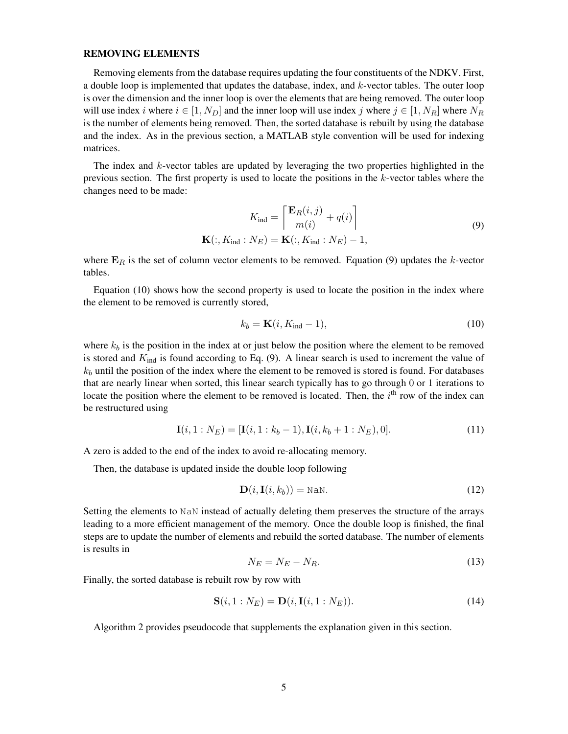### REMOVING ELEMENTS

Removing elements from the database requires updating the four constituents of the NDKV. First, a double loop is implemented that updates the database, index, and $k$-vector tables. The outer loop is over the dimension and the inner loop is over the elements that are being removed. The outer loop will use index $i$ where $i \in [1, N_D]$ and the inner loop will use index $j$ where $j \in [1, N_R]$ where $N_R$ is the number of elements being removed. Then, the sorted database is rebuilt by using the database and the index. As in the previous section, a MATLAB style convention will be used for indexing matrices.

The index and $k$-vector tables are updated by leveraging the two properties highlighted in the previous section. The first property is used to locate the positions in the $k$-vector tables where the changes need to be made:

$$
\begin{aligned}
K_{\text{ind}} &= \left\lceil \frac{\mathbf{E}_R(i,j)}{m(i)} + q(i) \right\rceil \\
\mathbf{K}(:, K_{\text{ind}} : N_E) &= \mathbf{K}(:, K_{\text{ind}} : N_E) - 1,
\end{aligned}
\tag{9}
$$

where $\mathbf{E}_R$ is the set of column vector elements to be removed. Equation (9) updates the $k$-vector tables.

Equation (10) shows how the second property is used to locate the position in the index where the element to be removed is currently stored,

$$
k_b = \mathbf{K}(i, K_{\text{ind}} - 1), \tag{10}
$$

where $k_b$ is the position in the index at or just below the position where the element to be removed is stored and $K_{\text{ind}}$ is found according to Eq. (9). A linear search is used to increment the value of $k_b$ until the position of the index where the element to be removed is stored is found. For databases that are nearly linear when sorted, this linear search typically has to go through 0 or 1 iterations to locate the position where the element to be removed is located. Then, the $i^{\text{th}}$ row of the index can be restructured using

$$
\mathbf{I}(i, 1 : N_E) = [\mathbf{I}(i, 1 : k_b - 1), \mathbf{I}(i, k_b + 1 : N_E), 0]. \tag{11}
$$

A zero is added to the end of the index to avoid re-allocating memory.

Then, the database is updated inside the double loop following

$$
\mathbf{D}(i, \mathbf{I}(i, k_b)) = \texttt{NaN}. \tag{12}
$$

Setting the elements to `NaN` instead of actually deleting them preserves the structure of the arrays leading to a more efficient management of the memory. Once the double loop is finished, the final steps are to update the number of elements and rebuild the sorted database. The number of elements is results in

$$
N_E = N_E - N_R. \tag{13}
$$

Finally, the sorted database is rebuilt row by row with

$$
\mathbf{S}(i, 1 : N_E) = \mathbf{D}(i, \mathbf{I}(i, 1 : N_E)). \tag{14}
$$

Algorithm 2 provides pseudocode that supplements the explanation given in this section.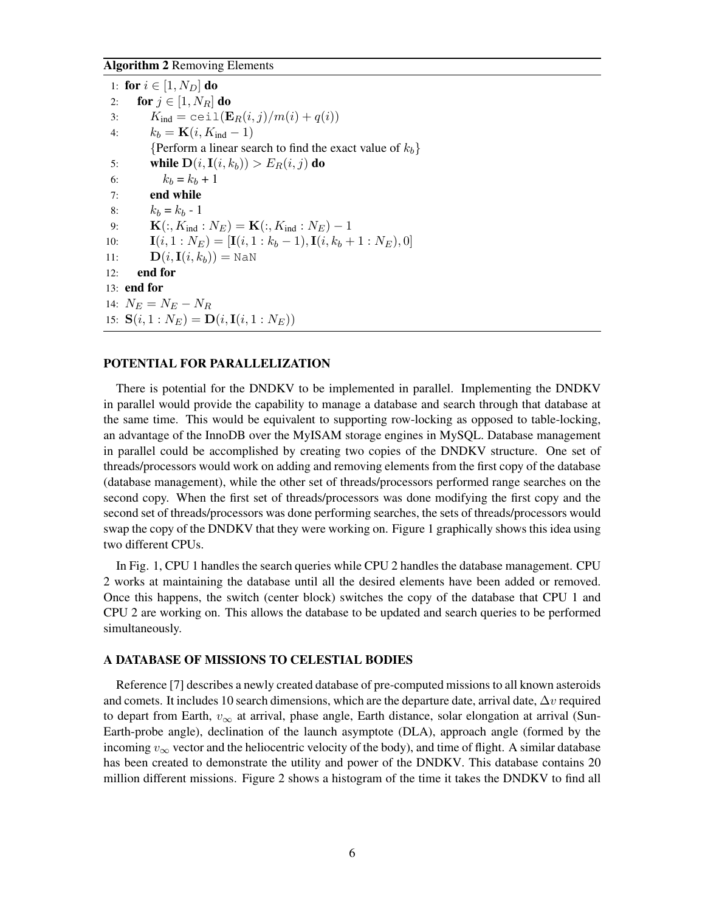**Algorithm 2** Removing Elements

```
1:  for i ∈ [1, N_D] do
2:     for j ∈ [1, N_R] do
3:        K_ind = ceil(E_R(i, j)/m(i) + q(i))
4:        k_b = K(i, K_ind − 1)
          {Perform a linear search to find the exact value of k_b}
5:        while D(i, I(i, k_b)) > E_R(i, j) do
6:           k_b = k_b + 1
7:        end while
8:        k_b = k_b - 1
9:        K(:, K_ind : N_E) = K(:, K_ind : N_E) − 1
10:       I(i, 1 : N_E) = [I(i, 1 : k_b − 1), I(i, k_b + 1 : N_E), 0]
11:       D(i, I(i, k_b)) = NaN
12:    end for
13: end for
14: N_E = N_E − N_R
15: S(i, 1 : N_E) = D(i, I(i, 1 : N_E))
```

## POTENTIAL FOR PARALLELIZATION

There is potential for the DNDKV to be implemented in parallel. Implementing the DNDKV in parallel would provide the capability to manage a database and search through that database at the same time. This would be equivalent to supporting row-locking as opposed to table-locking, an advantage of the InnoDB over the MyISAM storage engines in MySQL. Database management in parallel could be accomplished by creating two copies of the DNDKV structure. One set of threads/processors would work on adding and removing elements from the first copy of the database (database management), while the other set of threads/processors performed range searches on the second copy. When the first set of threads/processors was done modifying the first copy and the second set of threads/processors was done performing searches, the sets of threads/processors would swap the copy of the DNDKV that they were working on. Figure 1 graphically shows this idea using two different CPUs.

In Fig. 1, CPU 1 handles the search queries while CPU 2 handles the database management. CPU 2 works at maintaining the database until all the desired elements have been added or removed. Once this happens, the switch (center block) switches the copy of the database that CPU 1 and CPU 2 are working on. This allows the database to be updated and search queries to be performed simultaneously.

## A DATABASE OF MISSIONS TO CELESTIAL BODIES

Reference [7] describes a newly created database of pre-computed missions to all known asteroids and comets. It includes 10 search dimensions, which are the departure date, arrival date, $\Delta v$ required to depart from Earth, $v_\infty$ at arrival, phase angle, Earth distance, solar elongation at arrival (Sun-Earth-probe angle), declination of the launch asymptote (DLA), approach angle (formed by the incoming $v_\infty$ vector and the heliocentric velocity of the body), and time of flight. A similar database has been created to demonstrate the utility and power of the DNDKV. This database contains 20 million different missions. Figure 2 shows a histogram of the time it takes the DNDKV to find all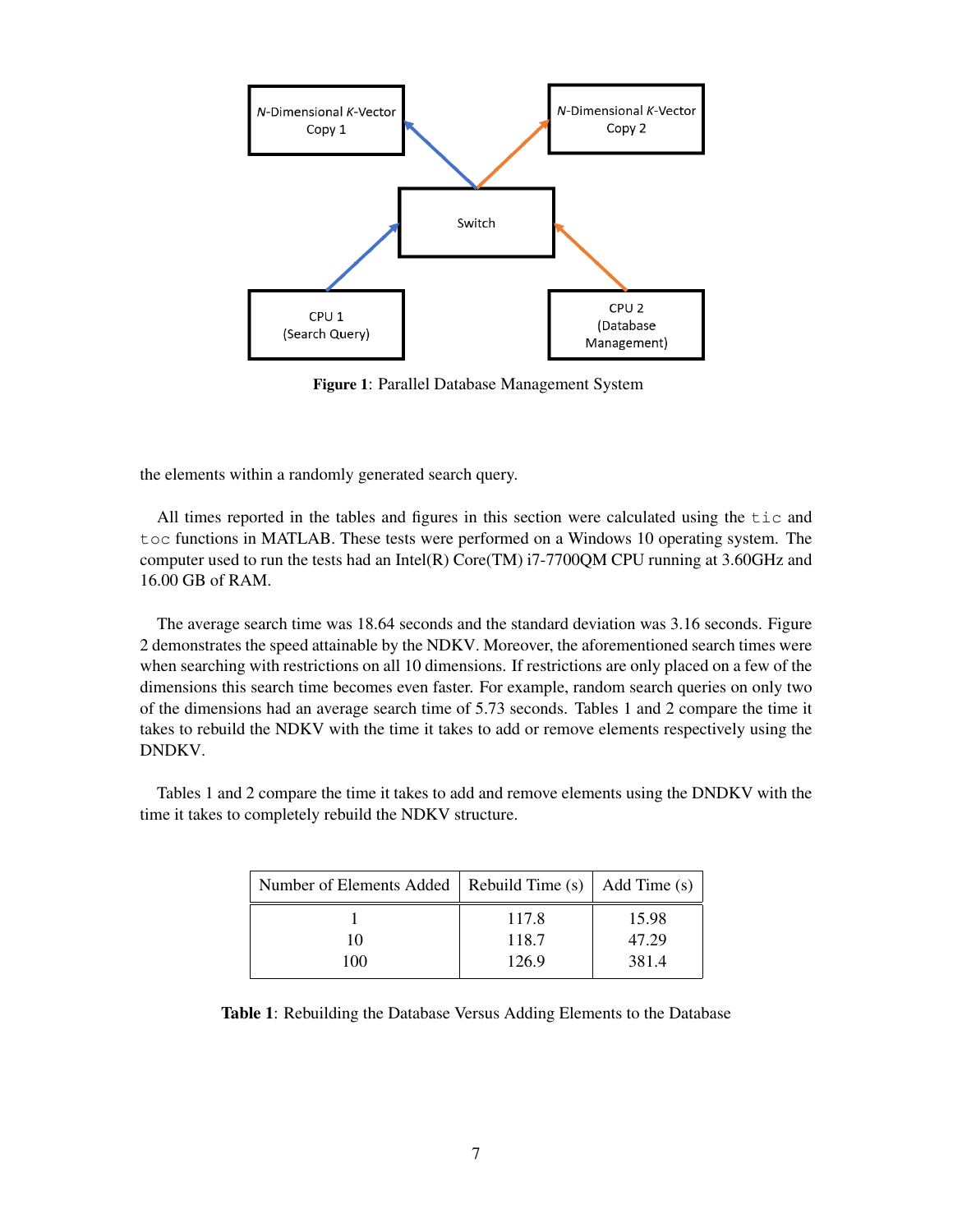**Figure 1**: Parallel Database Management System

the elements within a randomly generated search query.

All times reported in the tables and figures in this section were calculated using the `tic` and `toc` functions in MATLAB. These tests were performed on a Windows 10 operating system. The computer used to run the tests had an Intel(R) Core(TM) i7-7700QM CPU running at 3.60GHz and 16.00 GB of RAM.

The average search time was 18.64 seconds and the standard deviation was 3.16 seconds. Figure 2 demonstrates the speed attainable by the NDKV. Moreover, the aforementioned search times were when searching with restrictions on all 10 dimensions. If restrictions are only placed on a few of the dimensions this search time becomes even faster. For example, random search queries on only two of the dimensions had an average search time of 5.73 seconds. Tables 1 and 2 compare the time it takes to rebuild the NDKV with the time it takes to add or remove elements respectively using the DNDKV.

Tables 1 and 2 compare the time it takes to add and remove elements using the DNDKV with the time it takes to completely rebuild the NDKV structure.

| Number of Elements Added | Rebuild Time (s) | Add Time (s) |
|---|---|---|
| 1 | 117.8 | 15.98 |
| 10 | 118.7 | 47.29 |
| 100 | 126.9 | 381.4 |

**Table 1**: Rebuilding the Database Versus Adding Elements to the Database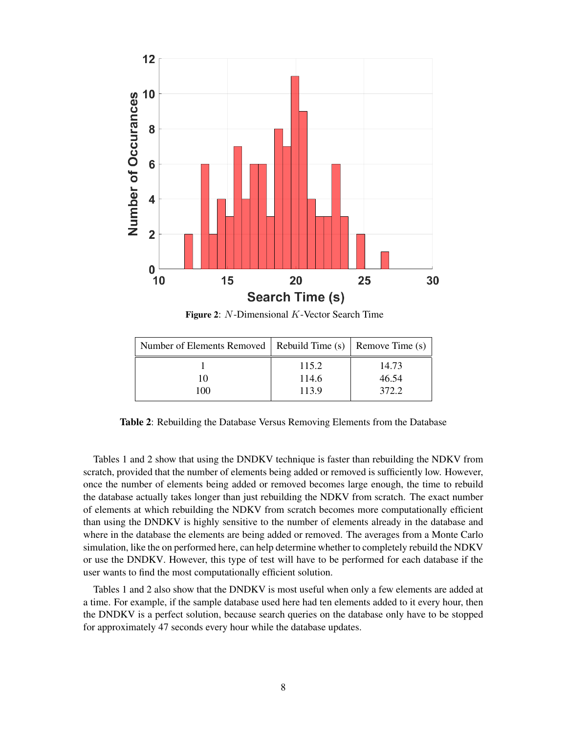**Figure 2**: $N$-Dimensional $K$-Vector Search Time

| Number of Elements Removed | Rebuild Time (s) | Remove Time (s) |
|---|---|---|
| 1 | 115.2 | 14.73 |
| 10 | 114.6 | 46.54 |
| 100 | 113.9 | 372.2 |

**Table 2**: Rebuilding the Database Versus Removing Elements from the Database

Tables 1 and 2 show that using the DNDKV technique is faster than rebuilding the NDKV from scratch, provided that the number of elements being added or removed is sufficiently low. However, once the number of elements being added or removed becomes large enough, the time to rebuild the database actually takes longer than just rebuilding the NDKV from scratch. The exact number of elements at which rebuilding the NDKV from scratch becomes more computationally efficient than using the DNDKV is highly sensitive to the number of elements already in the database and where in the database the elements are being added or removed. The averages from a Monte Carlo simulation, like the on performed here, can help determine whether to completely rebuild the NDKV or use the DNDKV. However, this type of test will have to be performed for each database if the user wants to find the most computationally efficient solution.

Tables 1 and 2 also show that the DNDKV is most useful when only a few elements are added at a time. For example, if the sample database used here had ten elements added to it every hour, then the DNDKV is a perfect solution, because search queries on the database only have to be stopped for approximately 47 seconds every hour while the database updates.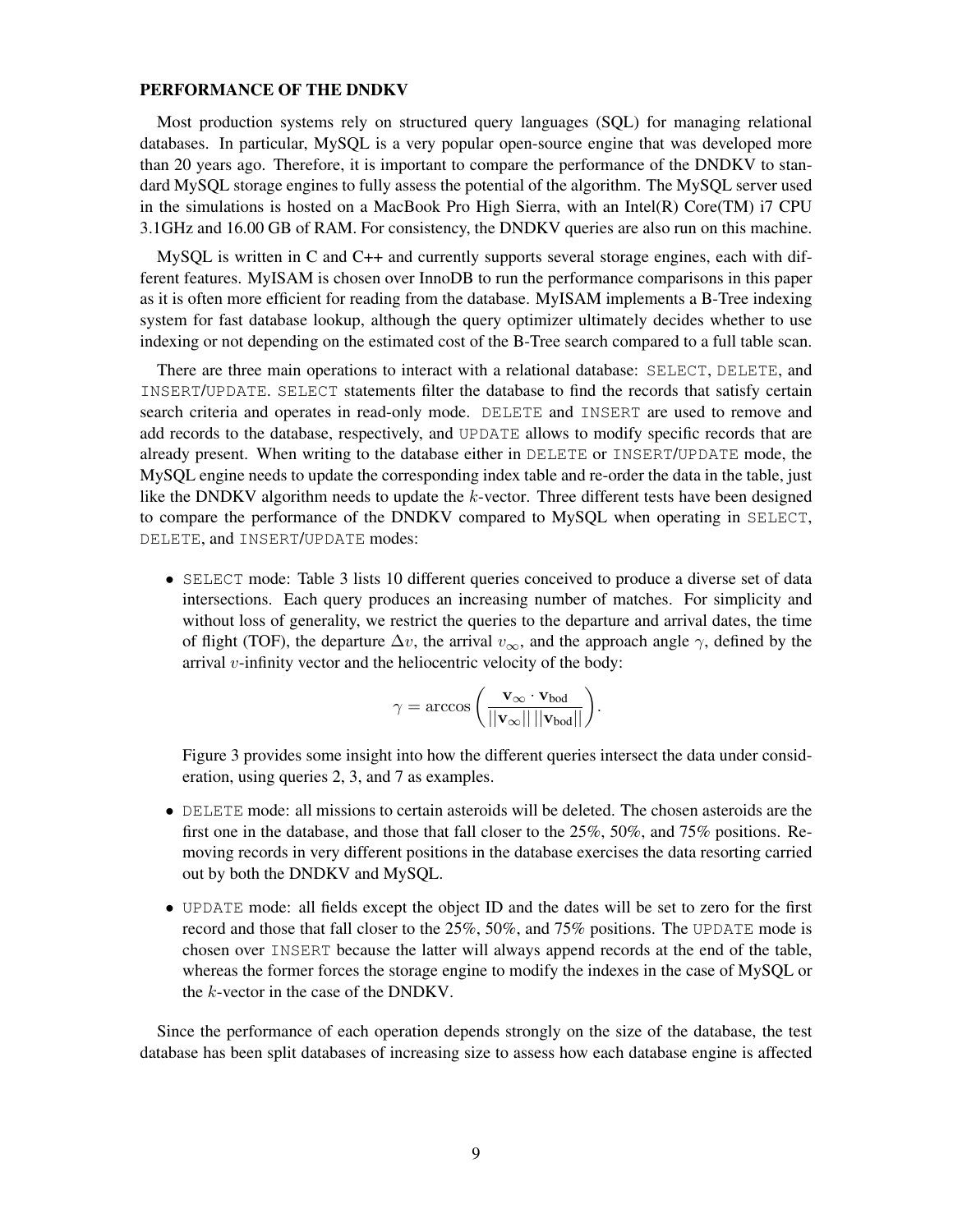## PERFORMANCE OF THE DNDKV

Most production systems rely on structured query languages (SQL) for managing relational databases. In particular, MySQL is a very popular open-source engine that was developed more than 20 years ago. Therefore, it is important to compare the performance of the DNDKV to standard MySQL storage engines to fully assess the potential of the algorithm. The MySQL server used in the simulations is hosted on a MacBook Pro High Sierra, with an Intel(R) Core(TM) i7 CPU 3.1GHz and 16.00 GB of RAM. For consistency, the DNDKV queries are also run on this machine.

MySQL is written in C and C++ and currently supports several storage engines, each with different features. MyISAM is chosen over InnoDB to run the performance comparisons in this paper as it is often more efficient for reading from the database. MyISAM implements a B-Tree indexing system for fast database lookup, although the query optimizer ultimately decides whether to use indexing or not depending on the estimated cost of the B-Tree search compared to a full table scan.

There are three main operations to interact with a relational database: `SELECT`, `DELETE`, and `INSERT`/`UPDATE`. `SELECT` statements filter the database to find the records that satisfy certain search criteria and operates in read-only mode. `DELETE` and `INSERT` are used to remove and add records to the database, respectively, and `UPDATE` allows to modify specific records that are already present. When writing to the database either in `DELETE` or `INSERT`/`UPDATE` mode, the MySQL engine needs to update the corresponding index table and re-order the data in the table, just like the DNDKV algorithm needs to update the $k$-vector. Three different tests have been designed to compare the performance of the DNDKV compared to MySQL when operating in `SELECT`, `DELETE`, and `INSERT`/`UPDATE` modes:

- `SELECT` mode: Table 3 lists 10 different queries conceived to produce a diverse set of data intersections. Each query produces an increasing number of matches. For simplicity and without loss of generality, we restrict the queries to the departure and arrival dates, the time of flight (TOF), the departure $\Delta v$, the arrival $v_\infty$, and the approach angle $\gamma$, defined by the arrival $v$-infinity vector and the heliocentric velocity of the body:

$$\gamma = \arccos\left(\frac{\mathbf{v}_\infty \cdot \mathbf{v}_{\text{bod}}}{||\mathbf{v}_\infty||\,||\mathbf{v}_{\text{bod}}||}\right).$$

  Figure 3 provides some insight into how the different queries intersect the data under consideration, using queries 2, 3, and 7 as examples.

- `DELETE` mode: all missions to certain asteroids will be deleted. The chosen asteroids are the first one in the database, and those that fall closer to the 25%, 50%, and 75% positions. Removing records in very different positions in the database exercises the data resorting carried out by both the DNDKV and MySQL.

- `UPDATE` mode: all fields except the object ID and the dates will be set to zero for the first record and those that fall closer to the 25%, 50%, and 75% positions. The `UPDATE` mode is chosen over `INSERT` because the latter will always append records at the end of the table, whereas the former forces the storage engine to modify the indexes in the case of MySQL or the $k$-vector in the case of the DNDKV.

Since the performance of each operation depends strongly on the size of the database, the test database has been split databases of increasing size to assess how each database engine is affected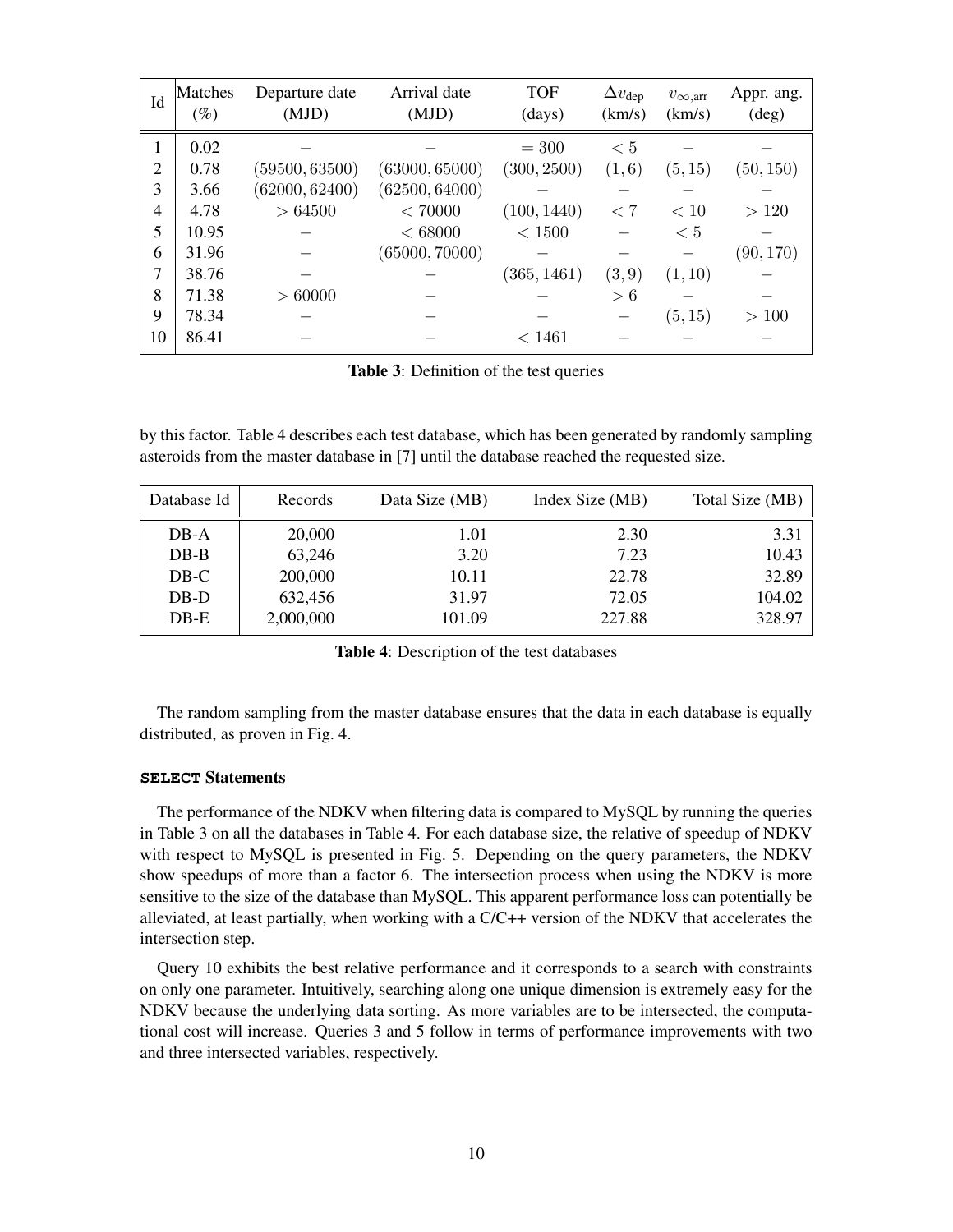| Id | Matches (%) | Departure date (MJD) | Arrival date (MJD) | TOF (days) | $\Delta v_{\text{dep}}$ (km/s) | $v_{\infty,\text{arr}}$ (km/s) | Appr. ang. (deg) |
|---|---|---|---|---|---|---|---|
| 1 | 0.02 | $-$ | $-$ | $= 300$ | $< 5$ | $-$ | $-$ |
| 2 | 0.78 | $(59500, 63500)$ | $(63000, 65000)$ | $(300, 2500)$ | $(1, 6)$ | $(5, 15)$ | $(50, 150)$ |
| 3 | 3.66 | $(62000, 62400)$ | $(62500, 64000)$ | $-$ | $-$ | $-$ | $-$ |
| 4 | 4.78 | $> 64500$ | $< 70000$ | $(100, 1440)$ | $< 7$ | $< 10$ | $> 120$ |
| 5 | 10.95 | $-$ | $< 68000$ | $< 1500$ | $-$ | $< 5$ | $-$ |
| 6 | 31.96 | $-$ | $(65000, 70000)$ | $-$ | $-$ | $-$ | $(90, 170)$ |
| 7 | 38.76 | $-$ | $-$ | $(365, 1461)$ | $(3, 9)$ | $(1, 10)$ | $-$ |
| 8 | 71.38 | $> 60000$ | $-$ | $-$ | $> 6$ | $-$ | $-$ |
| 9 | 78.34 | $-$ | $-$ | $-$ | $-$ | $(5, 15)$ | $> 100$ |
| 10 | 86.41 | $-$ | $-$ | $< 1461$ | $-$ | $-$ | $-$ |

**Table 3**: Definition of the test queries

by this factor. Table 4 describes each test database, which has been generated by randomly sampling asteroids from the master database in [7] until the database reached the requested size.

| Database Id | Records | Data Size (MB) | Index Size (MB) | Total Size (MB) |
|---|---|---|---|---|
| DB-A | 20,000 | 1.01 | 2.30 | 3.31 |
| DB-B | 63,246 | 3.20 | 7.23 | 10.43 |
| DB-C | 200,000 | 10.11 | 22.78 | 32.89 |
| DB-D | 632,456 | 31.97 | 72.05 | 104.02 |
| DB-E | 2,000,000 | 101.09 | 227.88 | 328.97 |

**Table 4**: Description of the test databases

The random sampling from the master database ensures that the data in each database is equally distributed, as proven in Fig. 4.

### `SELECT` Statements

The performance of the NDKV when filtering data is compared to MySQL by running the queries in Table 3 on all the databases in Table 4. For each database size, the relative of speedup of NDKV with respect to MySQL is presented in Fig. 5. Depending on the query parameters, the NDKV show speedups of more than a factor 6. The intersection process when using the NDKV is more sensitive to the size of the database than MySQL. This apparent performance loss can potentially be alleviated, at least partially, when working with a C/C++ version of the NDKV that accelerates the intersection step.

Query 10 exhibits the best relative performance and it corresponds to a search with constraints on only one parameter. Intuitively, searching along one unique dimension is extremely easy for the NDKV because the underlying data sorting. As more variables are to be intersected, the computational cost will increase. Queries 3 and 5 follow in terms of performance improvements with two and three intersected variables, respectively.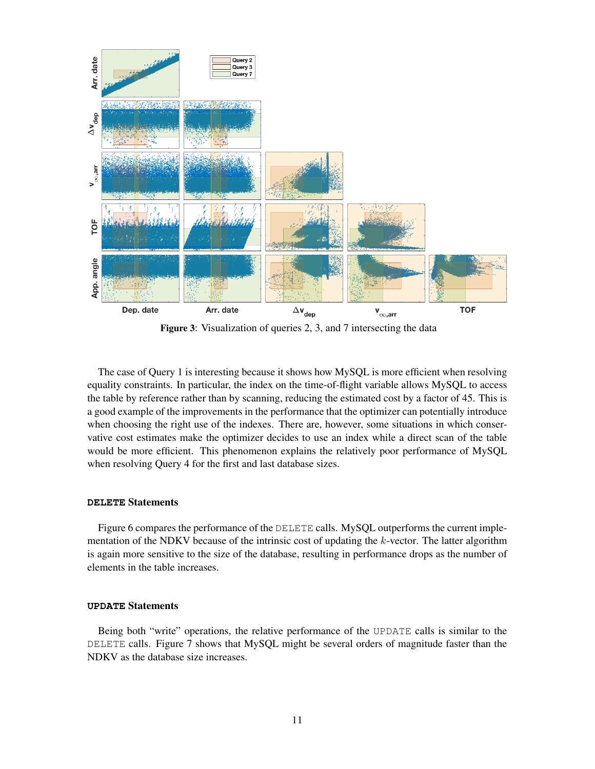**Figure 3**: Visualization of queries 2, 3, and 7 intersecting the data

The case of Query 1 is interesting because it shows how MySQL is more efficient when resolving equality constraints. In particular, the index on the time-of-flight variable allows MySQL to access the table by reference rather than by scanning, reducing the estimated cost by a factor of 45. This is a good example of the improvements in the performance that the optimizer can potentially introduce when choosing the right use of the indexes. There are, however, some situations in which conservative cost estimates make the optimizer decides to use an index while a direct scan of the table would be more efficient. This phenomenon explains the relatively poor performance of MySQL when resolving Query 4 for the first and last database sizes.

### `DELETE` Statements

Figure 6 compares the performance of the `DELETE` calls. MySQL outperforms the current implementation of the NDKV because of the intrinsic cost of updating the $k$-vector. The latter algorithm is again more sensitive to the size of the database, resulting in performance drops as the number of elements in the table increases.

### `UPDATE` Statements

Being both "write" operations, the relative performance of the `UPDATE` calls is similar to the `DELETE` calls. Figure 7 shows that MySQL might be several orders of magnitude faster than the NDKV as the database size increases.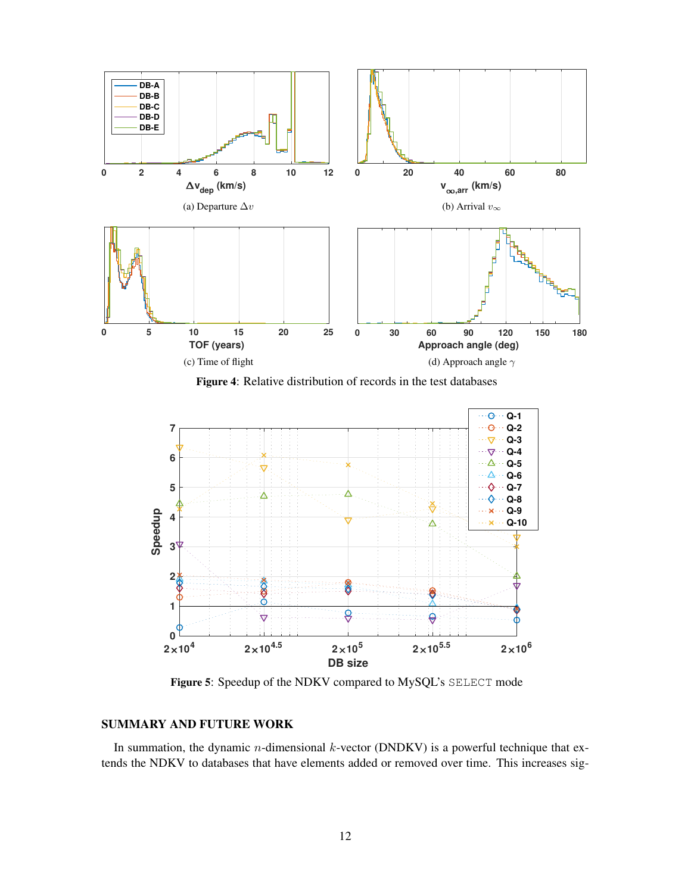(a) Departure $\Delta v$

(b) Arrival $v_\infty$

(c) Time of flight

(d) Approach angle $\gamma$

**Figure 4**: Relative distribution of records in the test databases

**Figure 5**: Speedup of the NDKV compared to MySQL's `SELECT` mode

## SUMMARY AND FUTURE WORK

In summation, the dynamic $n$-dimensional $k$-vector (DNDKV) is a powerful technique that extends the NDKV to databases that have elements added or removed over time. This increases sig-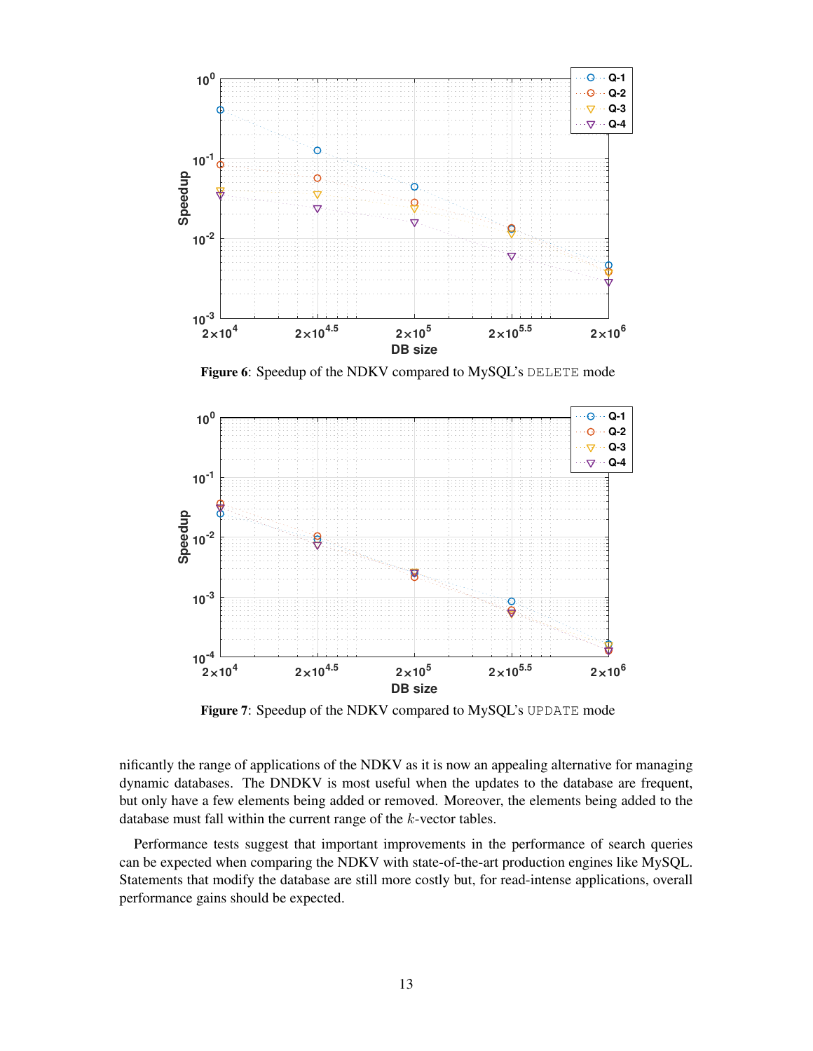**Figure 6**: Speedup of the NDKV compared to MySQL's `DELETE` mode

**Figure 7**: Speedup of the NDKV compared to MySQL's `UPDATE` mode

nificantly the range of applications of the NDKV as it is now an appealing alternative for managing dynamic databases. The DNDKV is most useful when the updates to the database are frequent, but only have a few elements being added or removed. Moreover, the elements being added to the database must fall within the current range of the $k$-vector tables.

Performance tests suggest that important improvements in the performance of search queries can be expected when comparing the NDKV with state-of-the-art production engines like MySQL. Statements that modify the database are still more costly but, for read-intense applications, overall performance gains should be expected.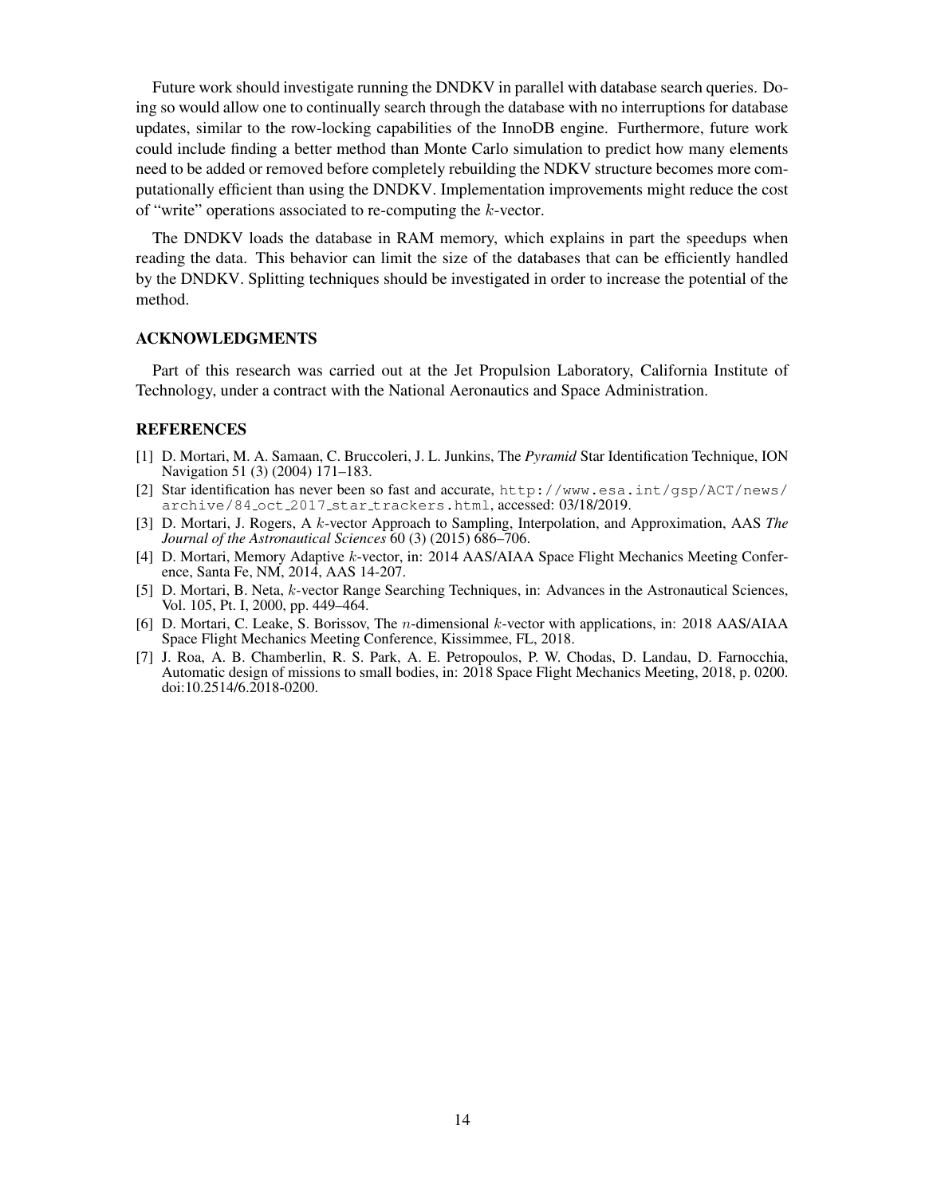Future work should investigate running the DNDKV in parallel with database search queries. Doing so would allow one to continually search through the database with no interruptions for database updates, similar to the row-locking capabilities of the InnoDB engine. Furthermore, future work could include finding a better method than Monte Carlo simulation to predict how many elements need to be added or removed before completely rebuilding the NDKV structure becomes more computationally efficient than using the DNDKV. Implementation improvements might reduce the cost of "write" operations associated to re-computing the $k$-vector.

The DNDKV loads the database in RAM memory, which explains in part the speedups when reading the data. This behavior can limit the size of the databases that can be efficiently handled by the DNDKV. Splitting techniques should be investigated in order to increase the potential of the method.

## ACKNOWLEDGMENTS

Part of this research was carried out at the Jet Propulsion Laboratory, California Institute of Technology, under a contract with the National Aeronautics and Space Administration.

## REFERENCES

[1] D. Mortari, M. A. Samaan, C. Bruccoleri, J. L. Junkins, The *Pyramid* Star Identification Technique, ION Navigation 51 (3) (2004) 171–183.

[2] Star identification has never been so fast and accurate, `http://www.esa.int/gsp/ACT/news/archive/84_oct_2017_star_trackers.html`, accessed: 03/18/2019.

[3] D. Mortari, J. Rogers, A $k$-vector Approach to Sampling, Interpolation, and Approximation, AAS *The Journal of the Astronautical Sciences* 60 (3) (2015) 686–706.

[4] D. Mortari, Memory Adaptive $k$-vector, in: 2014 AAS/AIAA Space Flight Mechanics Meeting Conference, Santa Fe, NM, 2014, AAS 14-207.

[5] D. Mortari, B. Neta, $k$-vector Range Searching Techniques, in: Advances in the Astronautical Sciences, Vol. 105, Pt. I, 2000, pp. 449–464.

[6] D. Mortari, C. Leake, S. Borissov, The $n$-dimensional $k$-vector with applications, in: 2018 AAS/AIAA Space Flight Mechanics Meeting Conference, Kissimmee, FL, 2018.

[7] J. Roa, A. B. Chamberlin, R. S. Park, A. E. Petropoulos, P. W. Chodas, D. Landau, D. Farnocchia, Automatic design of missions to small bodies, in: 2018 Space Flight Mechanics Meeting, 2018, p. 0200. doi:10.2514/6.2018-0200.